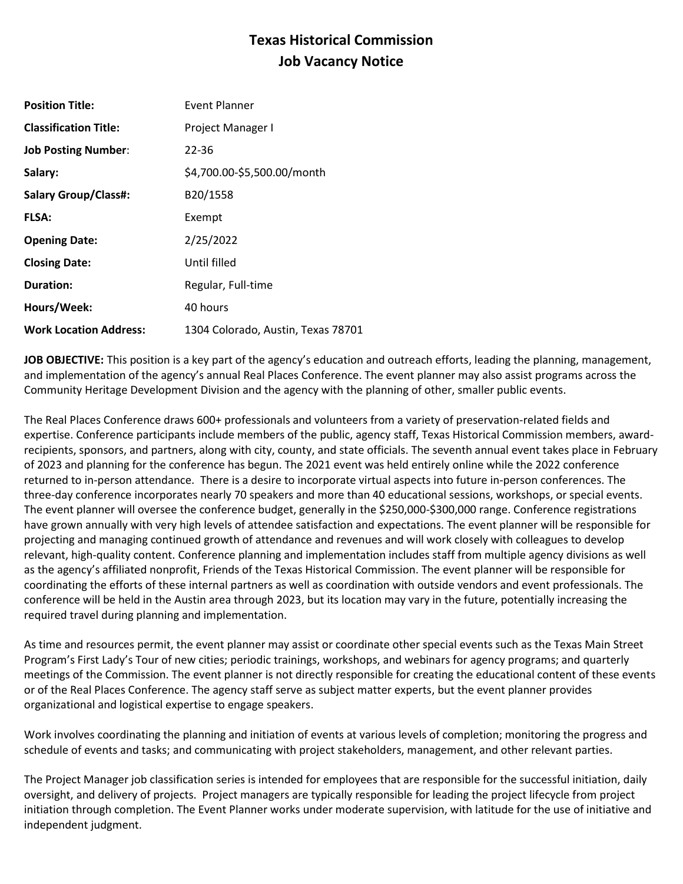# Texas Historical Commission
## Job Vacancy Notice

| | |
|---|---|
| **Position Title:** | Event Planner |
| **Classification Title:** | Project Manager I |
| **Job Posting Number**: | 22-36 |
| **Salary:** | $4,700.00-$5,500.00/month |
| **Salary Group/Class#:** | B20/1558 |
| **FLSA:** | Exempt |
| **Opening Date:** | 2/25/2022 |
| **Closing Date:** | Until filled |
| **Duration:** | Regular, Full-time |
| **Hours/Week:** | 40 hours |
| **Work Location Address:** | 1304 Colorado, Austin, Texas 78701 |

**JOB OBJECTIVE:** This position is a key part of the agency's education and outreach efforts, leading the planning, management, and implementation of the agency's annual Real Places Conference. The event planner may also assist programs across the Community Heritage Development Division and the agency with the planning of other, smaller public events.

The Real Places Conference draws 600+ professionals and volunteers from a variety of preservation-related fields and expertise. Conference participants include members of the public, agency staff, Texas Historical Commission members, award-recipients, sponsors, and partners, along with city, county, and state officials. The seventh annual event takes place in February of 2023 and planning for the conference has begun. The 2021 event was held entirely online while the 2022 conference returned to in-person attendance. There is a desire to incorporate virtual aspects into future in-person conferences. The three-day conference incorporates nearly 70 speakers and more than 40 educational sessions, workshops, or special events. The event planner will oversee the conference budget, generally in the $250,000-$300,000 range. Conference registrations have grown annually with very high levels of attendee satisfaction and expectations. The event planner will be responsible for projecting and managing continued growth of attendance and revenues and will work closely with colleagues to develop relevant, high-quality content. Conference planning and implementation includes staff from multiple agency divisions as well as the agency's affiliated nonprofit, Friends of the Texas Historical Commission. The event planner will be responsible for coordinating the efforts of these internal partners as well as coordination with outside vendors and event professionals. The conference will be held in the Austin area through 2023, but its location may vary in the future, potentially increasing the required travel during planning and implementation.

As time and resources permit, the event planner may assist or coordinate other special events such as the Texas Main Street Program's First Lady's Tour of new cities; periodic trainings, workshops, and webinars for agency programs; and quarterly meetings of the Commission. The event planner is not directly responsible for creating the educational content of these events or of the Real Places Conference. The agency staff serve as subject matter experts, but the event planner provides organizational and logistical expertise to engage speakers.

Work involves coordinating the planning and initiation of events at various levels of completion; monitoring the progress and schedule of events and tasks; and communicating with project stakeholders, management, and other relevant parties.

The Project Manager job classification series is intended for employees that are responsible for the successful initiation, daily oversight, and delivery of projects. Project managers are typically responsible for leading the project lifecycle from project initiation through completion. The Event Planner works under moderate supervision, with latitude for the use of initiative and independent judgment.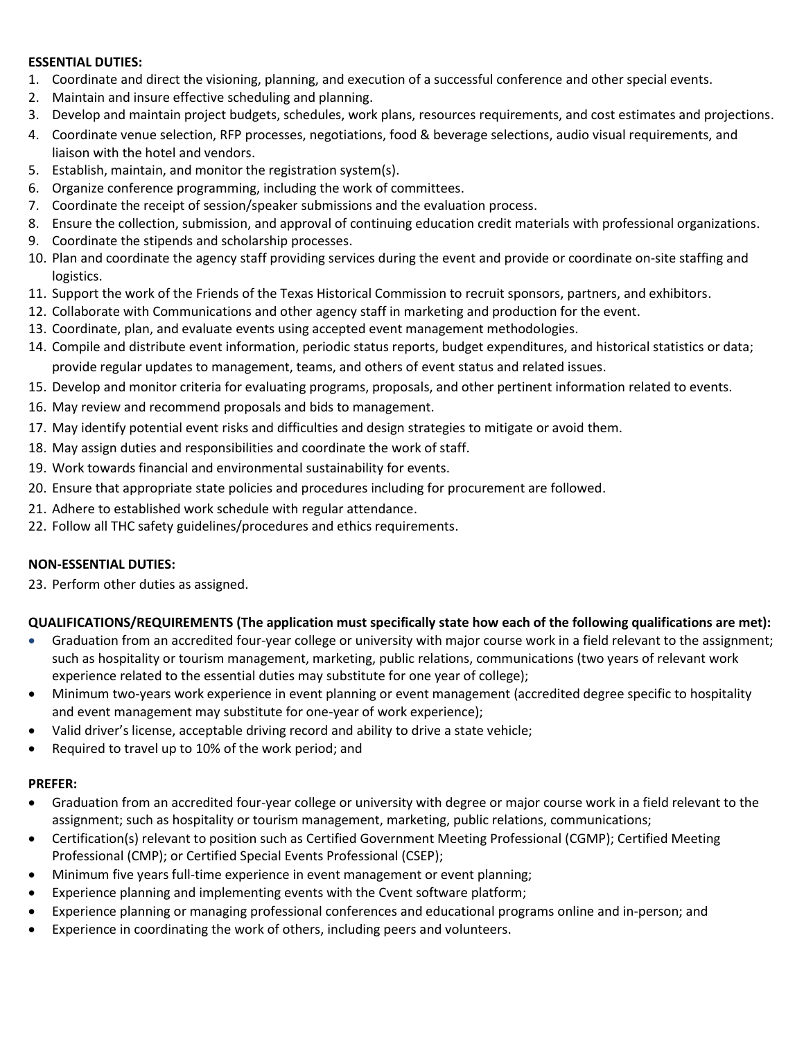**ESSENTIAL DUTIES:**

1. Coordinate and direct the visioning, planning, and execution of a successful conference and other special events.
2. Maintain and insure effective scheduling and planning.
3. Develop and maintain project budgets, schedules, work plans, resources requirements, and cost estimates and projections.
4. Coordinate venue selection, RFP processes, negotiations, food & beverage selections, audio visual requirements, and liaison with the hotel and vendors.
5. Establish, maintain, and monitor the registration system(s).
6. Organize conference programming, including the work of committees.
7. Coordinate the receipt of session/speaker submissions and the evaluation process.
8. Ensure the collection, submission, and approval of continuing education credit materials with professional organizations.
9. Coordinate the stipends and scholarship processes.
10. Plan and coordinate the agency staff providing services during the event and provide or coordinate on-site staffing and logistics.
11. Support the work of the Friends of the Texas Historical Commission to recruit sponsors, partners, and exhibitors.
12. Collaborate with Communications and other agency staff in marketing and production for the event.
13. Coordinate, plan, and evaluate events using accepted event management methodologies.
14. Compile and distribute event information, periodic status reports, budget expenditures, and historical statistics or data; provide regular updates to management, teams, and others of event status and related issues.
15. Develop and monitor criteria for evaluating programs, proposals, and other pertinent information related to events.
16. May review and recommend proposals and bids to management.
17. May identify potential event risks and difficulties and design strategies to mitigate or avoid them.
18. May assign duties and responsibilities and coordinate the work of staff.
19. Work towards financial and environmental sustainability for events.
20. Ensure that appropriate state policies and procedures including for procurement are followed.
21. Adhere to established work schedule with regular attendance.
22. Follow all THC safety guidelines/procedures and ethics requirements.

**NON-ESSENTIAL DUTIES:**

23. Perform other duties as assigned.

**QUALIFICATIONS/REQUIREMENTS (The application must specifically state how each of the following qualifications are met):**

- Graduation from an accredited four-year college or university with major course work in a field relevant to the assignment; such as hospitality or tourism management, marketing, public relations, communications (two years of relevant work experience related to the essential duties may substitute for one year of college);
- Minimum two-years work experience in event planning or event management (accredited degree specific to hospitality and event management may substitute for one-year of work experience);
- Valid driver's license, acceptable driving record and ability to drive a state vehicle;
- Required to travel up to 10% of the work period; and

**PREFER:**

- Graduation from an accredited four-year college or university with degree or major course work in a field relevant to the assignment; such as hospitality or tourism management, marketing, public relations, communications;
- Certification(s) relevant to position such as Certified Government Meeting Professional (CGMP); Certified Meeting Professional (CMP); or Certified Special Events Professional (CSEP);
- Minimum five years full-time experience in event management or event planning;
- Experience planning and implementing events with the Cvent software platform;
- Experience planning or managing professional conferences and educational programs online and in-person; and
- Experience in coordinating the work of others, including peers and volunteers.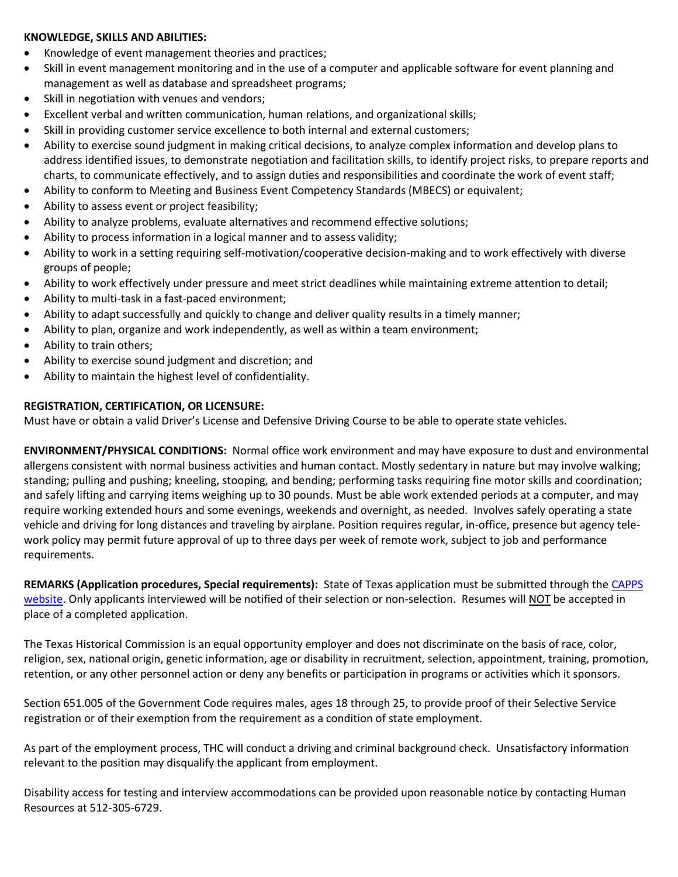**KNOWLEDGE, SKILLS AND ABILITIES:**

- Knowledge of event management theories and practices;
- Skill in event management monitoring and in the use of a computer and applicable software for event planning and management as well as database and spreadsheet programs;
- Skill in negotiation with venues and vendors;
- Excellent verbal and written communication, human relations, and organizational skills;
- Skill in providing customer service excellence to both internal and external customers;
- Ability to exercise sound judgment in making critical decisions, to analyze complex information and develop plans to address identified issues, to demonstrate negotiation and facilitation skills, to identify project risks, to prepare reports and charts, to communicate effectively, and to assign duties and responsibilities and coordinate the work of event staff;
- Ability to conform to Meeting and Business Event Competency Standards (MBECS) or equivalent;
- Ability to assess event or project feasibility;
- Ability to analyze problems, evaluate alternatives and recommend effective solutions;
- Ability to process information in a logical manner and to assess validity;
- Ability to work in a setting requiring self-motivation/cooperative decision-making and to work effectively with diverse groups of people;
- Ability to work effectively under pressure and meet strict deadlines while maintaining extreme attention to detail;
- Ability to multi-task in a fast-paced environment;
- Ability to adapt successfully and quickly to change and deliver quality results in a timely manner;
- Ability to plan, organize and work independently, as well as within a team environment;
- Ability to train others;
- Ability to exercise sound judgment and discretion; and
- Ability to maintain the highest level of confidentiality.

**REGISTRATION, CERTIFICATION, OR LICENSURE:**
Must have or obtain a valid Driver's License and Defensive Driving Course to be able to operate state vehicles.

**ENVIRONMENT/PHYSICAL CONDITIONS:** Normal office work environment and may have exposure to dust and environmental allergens consistent with normal business activities and human contact. Mostly sedentary in nature but may involve walking; standing; pulling and pushing; kneeling, stooping, and bending; performing tasks requiring fine motor skills and coordination; and safely lifting and carrying items weighing up to 30 pounds. Must be able work extended periods at a computer, and may require working extended hours and some evenings, weekends and overnight, as needed. Involves safely operating a state vehicle and driving for long distances and traveling by airplane. Position requires regular, in-office, presence but agency telework policy may permit future approval of up to three days per week of remote work, subject to job and performance requirements.

**REMARKS (Application procedures, Special requirements):** State of Texas application must be submitted through the CAPPS website. Only applicants interviewed will be notified of their selection or non-selection. Resumes will NOT be accepted in place of a completed application.

The Texas Historical Commission is an equal opportunity employer and does not discriminate on the basis of race, color, religion, sex, national origin, genetic information, age or disability in recruitment, selection, appointment, training, promotion, retention, or any other personnel action or deny any benefits or participation in programs or activities which it sponsors.

Section 651.005 of the Government Code requires males, ages 18 through 25, to provide proof of their Selective Service registration or of their exemption from the requirement as a condition of state employment.

As part of the employment process, THC will conduct a driving and criminal background check. Unsatisfactory information relevant to the position may disqualify the applicant from employment.

Disability access for testing and interview accommodations can be provided upon reasonable notice by contacting Human Resources at 512-305-6729.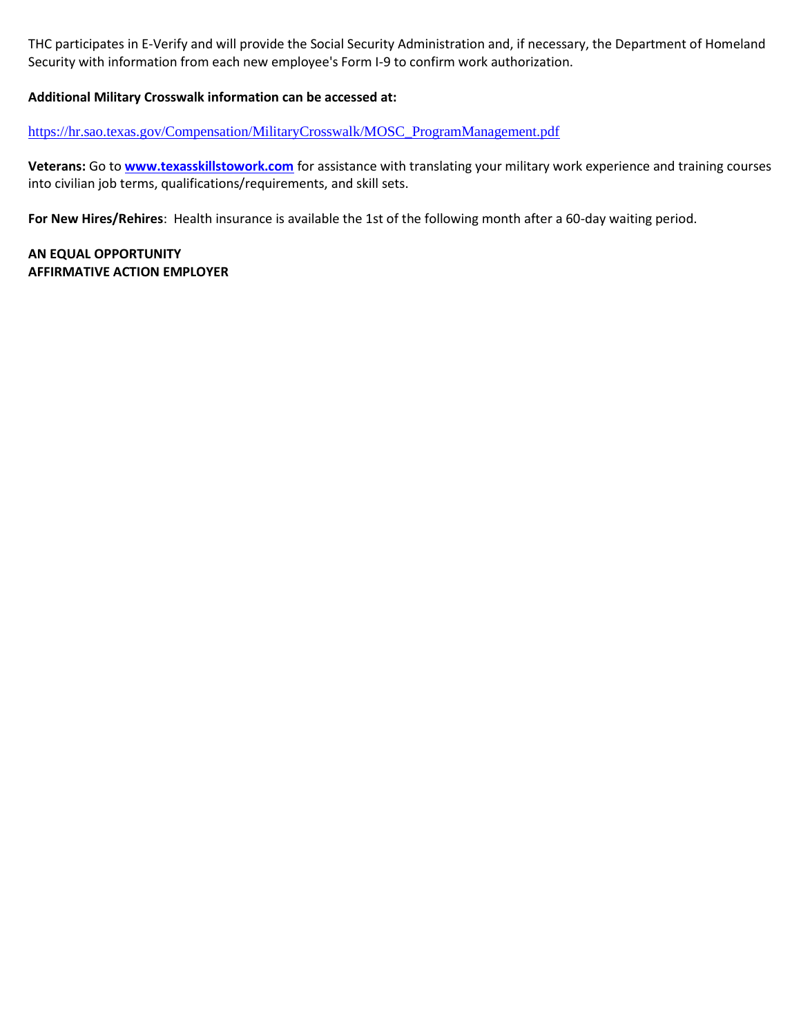THC participates in E-Verify and will provide the Social Security Administration and, if necessary, the Department of Homeland Security with information from each new employee's Form I-9 to confirm work authorization.

**Additional Military Crosswalk information can be accessed at:**

https://hr.sao.texas.gov/Compensation/MilitaryCrosswalk/MOSC_ProgramManagement.pdf

**Veterans:** Go to **www.texasskillstowork.com** for assistance with translating your military work experience and training courses into civilian job terms, qualifications/requirements, and skill sets.

**For New Hires/Rehires**: Health insurance is available the 1st of the following month after a 60-day waiting period.

**AN EQUAL OPPORTUNITY**
**AFFIRMATIVE ACTION EMPLOYER**